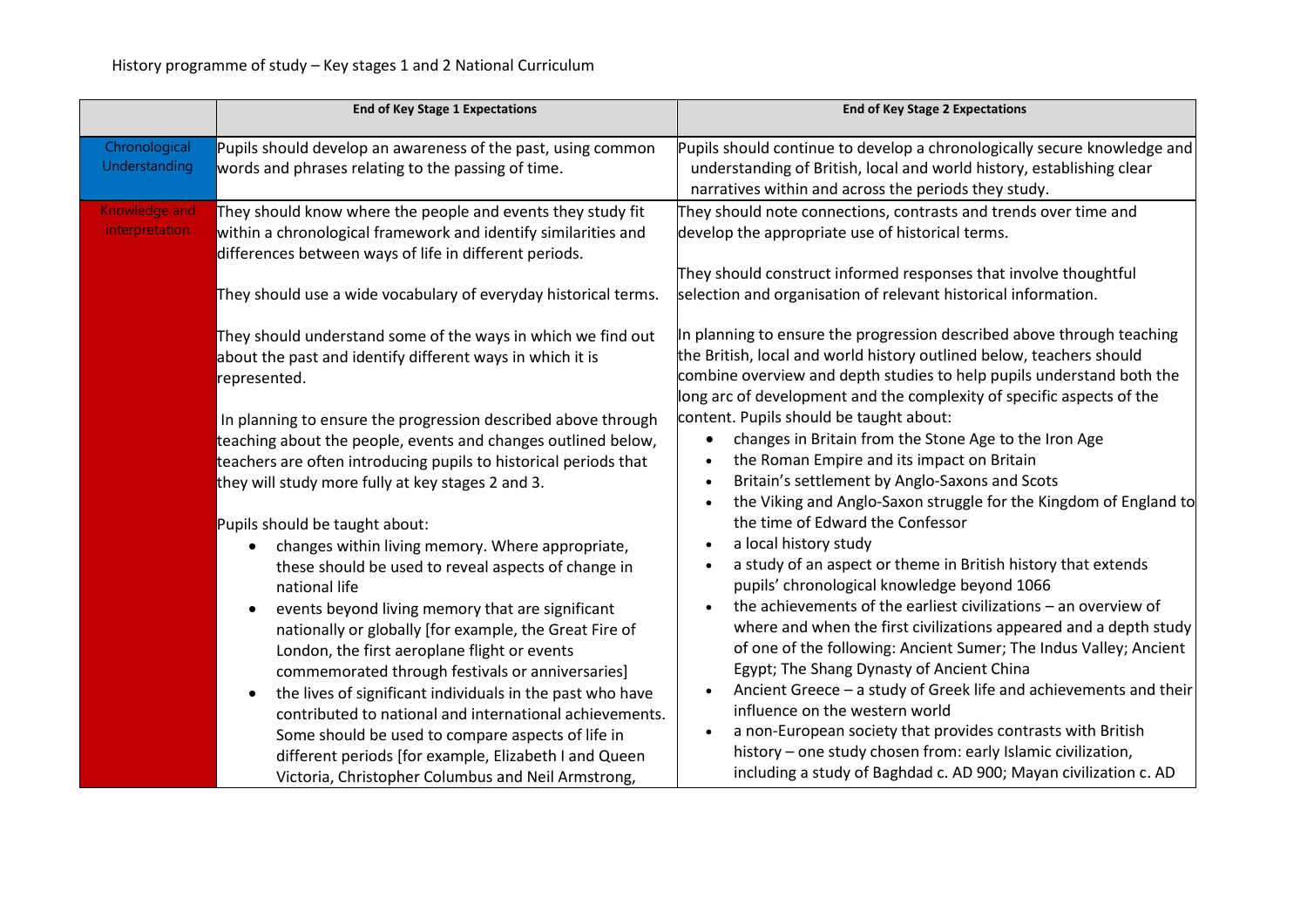History programme of study – Key stages 1 and 2 National Curriculum

| | End of Key Stage 1 Expectations | End of Key Stage 2 Expectations |
|---|---|---|
| Chronological Understanding | Pupils should develop an awareness of the past, using common words and phrases relating to the passing of time. | Pupils should continue to develop a chronologically secure knowledge and understanding of British, local and world history, establishing clear narratives within and across the periods they study. |
| Knowledge and interpretation | They should know where the people and events they study fit within a chronological framework and identify similarities and differences between ways of life in different periods.<br><br>They should use a wide vocabulary of everyday historical terms.<br><br>They should understand some of the ways in which we find out about the past and identify different ways in which it is represented.<br><br>In planning to ensure the progression described above through teaching about the people, events and changes outlined below, teachers are often introducing pupils to historical periods that they will study more fully at key stages 2 and 3.<br><br>Pupils should be taught about:<br>• changes within living memory. Where appropriate, these should be used to reveal aspects of change in national life<br>• events beyond living memory that are significant nationally or globally [for example, the Great Fire of London, the first aeroplane flight or events commemorated through festivals or anniversaries]<br>• the lives of significant individuals in the past who have contributed to national and international achievements. Some should be used to compare aspects of life in different periods [for example, Elizabeth I and Queen Victoria, Christopher Columbus and Neil Armstrong, | They should note connections, contrasts and trends over time and develop the appropriate use of historical terms.<br><br>They should construct informed responses that involve thoughtful selection and organisation of relevant historical information.<br><br>In planning to ensure the progression described above through teaching the British, local and world history outlined below, teachers should combine overview and depth studies to help pupils understand both the long arc of development and the complexity of specific aspects of the content. Pupils should be taught about:<br>• changes in Britain from the Stone Age to the Iron Age<br>• the Roman Empire and its impact on Britain<br>• Britain's settlement by Anglo-Saxons and Scots<br>• the Viking and Anglo-Saxon struggle for the Kingdom of England to the time of Edward the Confessor<br>• a local history study<br>• a study of an aspect or theme in British history that extends pupils' chronological knowledge beyond 1066<br>• the achievements of the earliest civilizations – an overview of where and when the first civilizations appeared and a depth study of one of the following: Ancient Sumer; The Indus Valley; Ancient Egypt; The Shang Dynasty of Ancient China<br>• Ancient Greece – a study of Greek life and achievements and their influence on the western world<br>• a non-European society that provides contrasts with British history – one study chosen from: early Islamic civilization, including a study of Baghdad c. AD 900; Mayan civilization c. AD |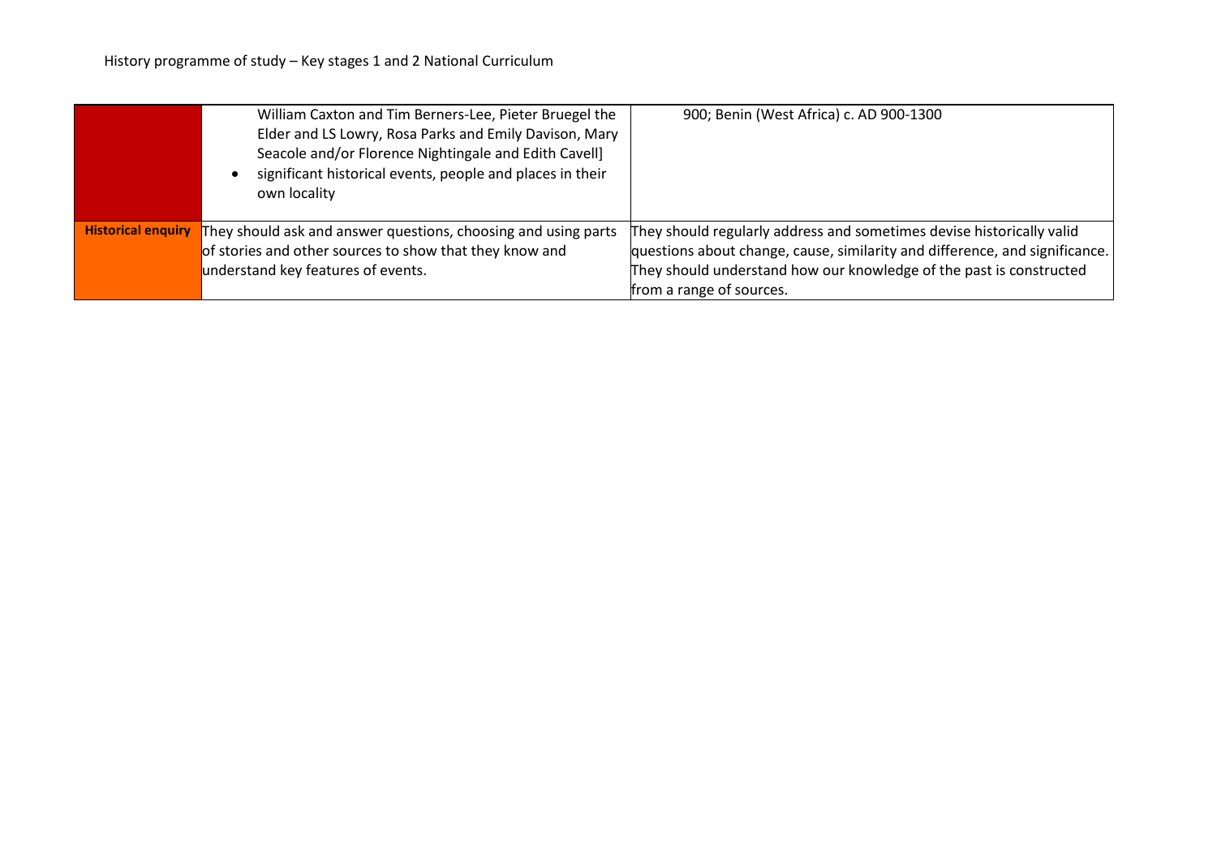| | | |
|---|---|---|
| | William Caxton and Tim Berners-Lee, Pieter Bruegel the Elder and LS Lowry, Rosa Parks and Emily Davison, Mary Seacole and/or Florence Nightingale and Edith Cavell]<br>• significant historical events, people and places in their own locality | 900; Benin (West Africa) c. AD 900-1300 |
| **Historical enquiry** | They should ask and answer questions, choosing and using parts of stories and other sources to show that they know and understand key features of events. | They should regularly address and sometimes devise historically valid questions about change, cause, similarity and difference, and significance. They should understand how our knowledge of the past is constructed from a range of sources. |